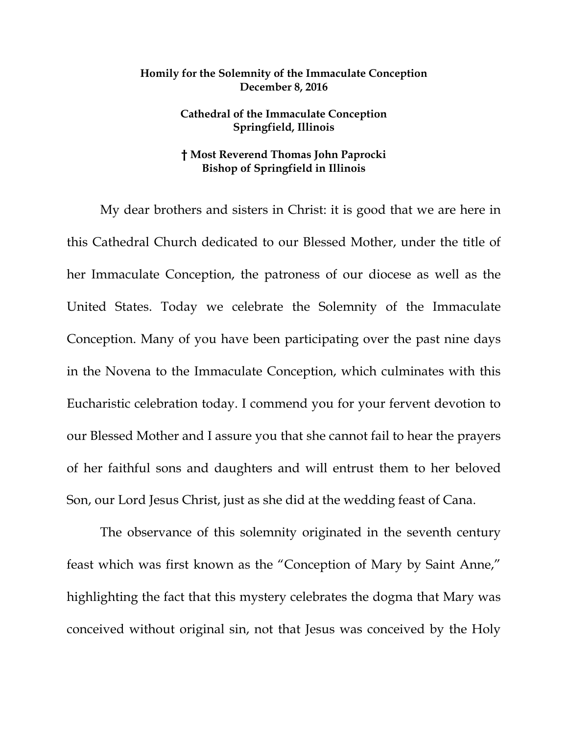**Homily for the Solemnity of the Immaculate Conception**
**December 8, 2016**

**Cathedral of the Immaculate Conception**
**Springfield, Illinois**

**† Most Reverend Thomas John Paprocki**
**Bishop of Springfield in Illinois**

My dear brothers and sisters in Christ: it is good that we are here in this Cathedral Church dedicated to our Blessed Mother, under the title of her Immaculate Conception, the patroness of our diocese as well as the United States. Today we celebrate the Solemnity of the Immaculate Conception. Many of you have been participating over the past nine days in the Novena to the Immaculate Conception, which culminates with this Eucharistic celebration today. I commend you for your fervent devotion to our Blessed Mother and I assure you that she cannot fail to hear the prayers of her faithful sons and daughters and will entrust them to her beloved Son, our Lord Jesus Christ, just as she did at the wedding feast of Cana.

The observance of this solemnity originated in the seventh century feast which was first known as the "Conception of Mary by Saint Anne," highlighting the fact that this mystery celebrates the dogma that Mary was conceived without original sin, not that Jesus was conceived by the Holy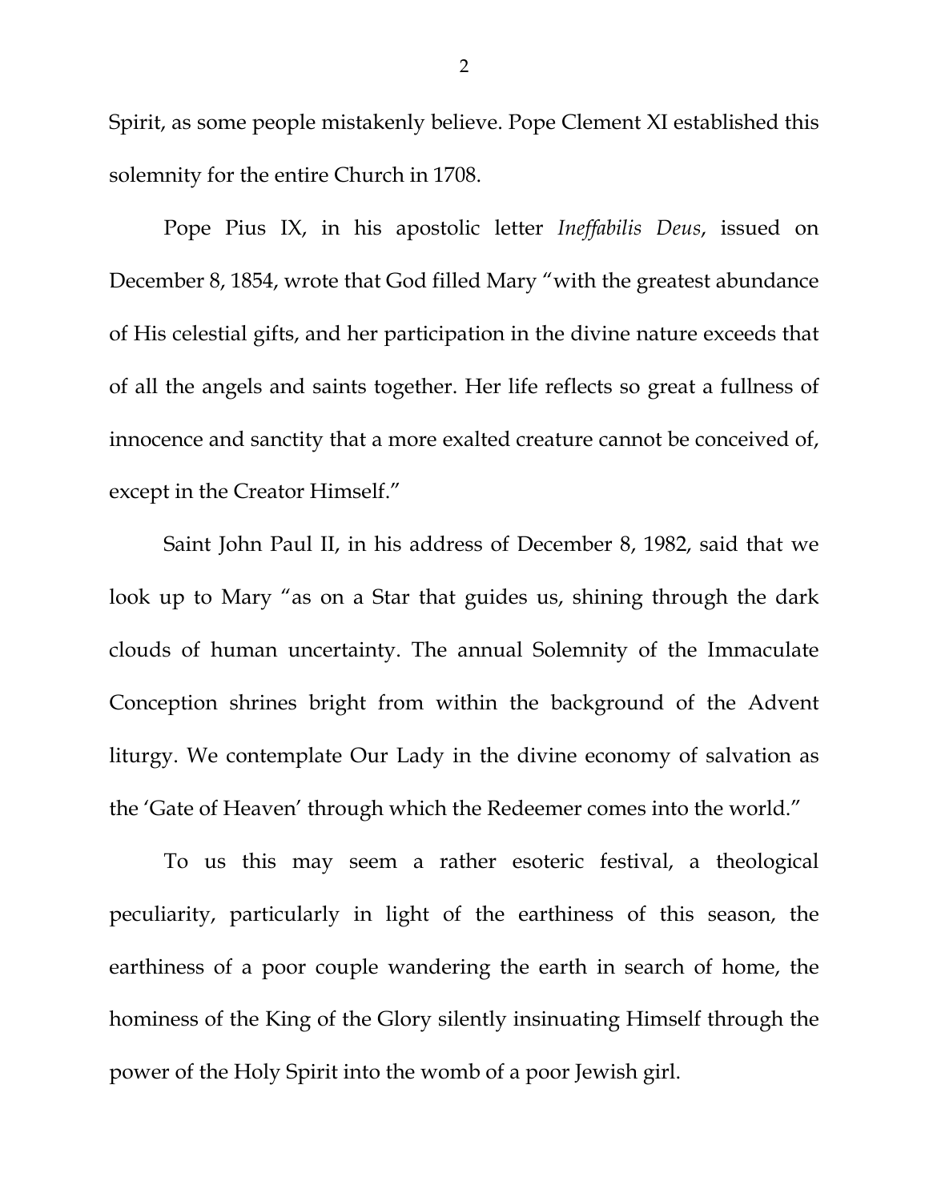Spirit, as some people mistakenly believe. Pope Clement XI established this solemnity for the entire Church in 1708.

Pope Pius IX, in his apostolic letter *Ineffabilis Deus*, issued on December 8, 1854, wrote that God filled Mary "with the greatest abundance of His celestial gifts, and her participation in the divine nature exceeds that of all the angels and saints together. Her life reflects so great a fullness of innocence and sanctity that a more exalted creature cannot be conceived of, except in the Creator Himself."

Saint John Paul II, in his address of December 8, 1982, said that we look up to Mary "as on a Star that guides us, shining through the dark clouds of human uncertainty. The annual Solemnity of the Immaculate Conception shrines bright from within the background of the Advent liturgy. We contemplate Our Lady in the divine economy of salvation as the 'Gate of Heaven' through which the Redeemer comes into the world."

To us this may seem a rather esoteric festival, a theological peculiarity, particularly in light of the earthiness of this season, the earthiness of a poor couple wandering the earth in search of home, the hominess of the King of the Glory silently insinuating Himself through the power of the Holy Spirit into the womb of a poor Jewish girl.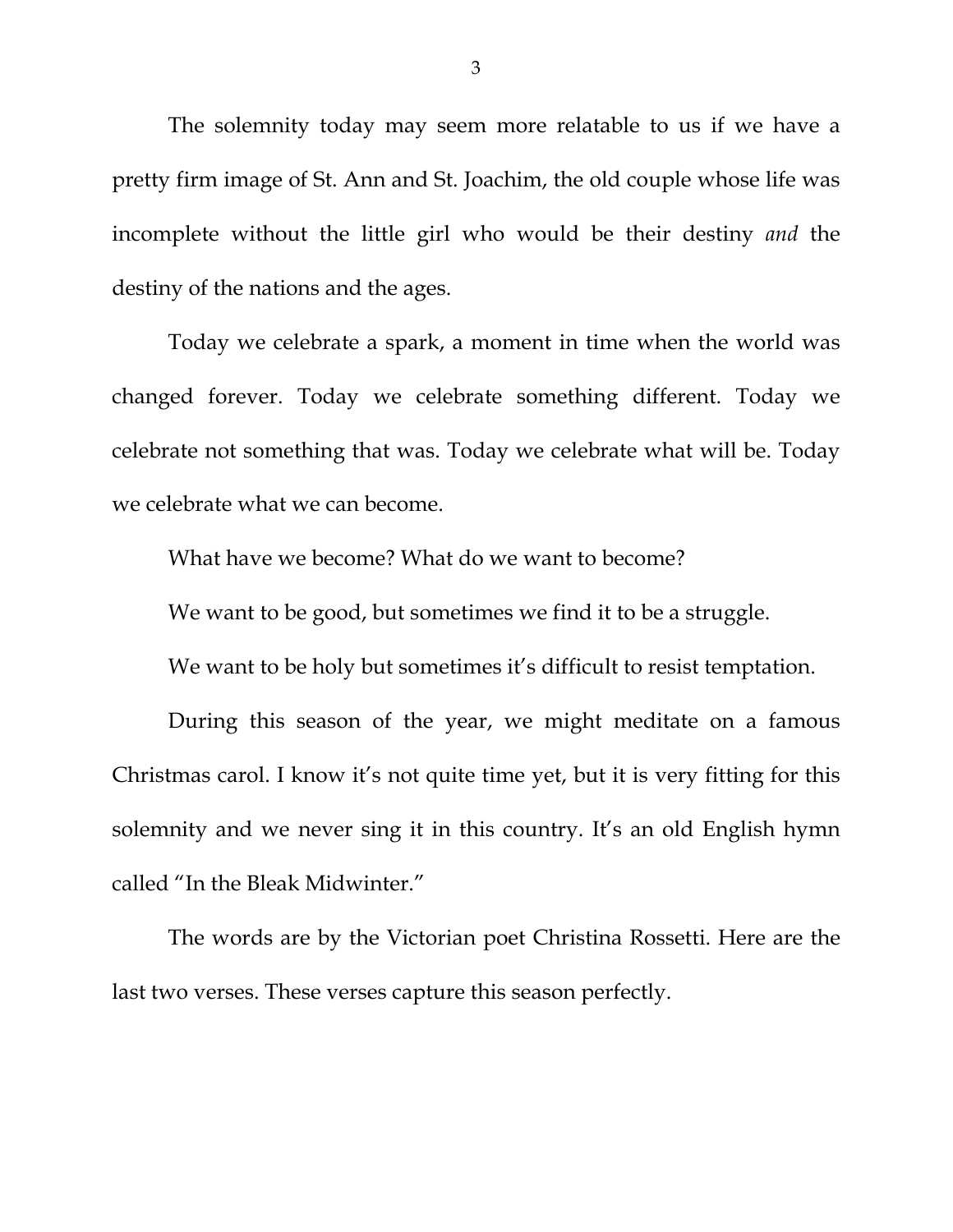The solemnity today may seem more relatable to us if we have a pretty firm image of St. Ann and St. Joachim, the old couple whose life was incomplete without the little girl who would be their destiny *and* the destiny of the nations and the ages.

Today we celebrate a spark, a moment in time when the world was changed forever. Today we celebrate something different. Today we celebrate not something that was. Today we celebrate what will be. Today we celebrate what we can become.

What have we become? What do we want to become?

We want to be good, but sometimes we find it to be a struggle.

We want to be holy but sometimes it's difficult to resist temptation.

During this season of the year, we might meditate on a famous Christmas carol. I know it's not quite time yet, but it is very fitting for this solemnity and we never sing it in this country. It's an old English hymn called "In the Bleak Midwinter."

The words are by the Victorian poet Christina Rossetti. Here are the last two verses. These verses capture this season perfectly.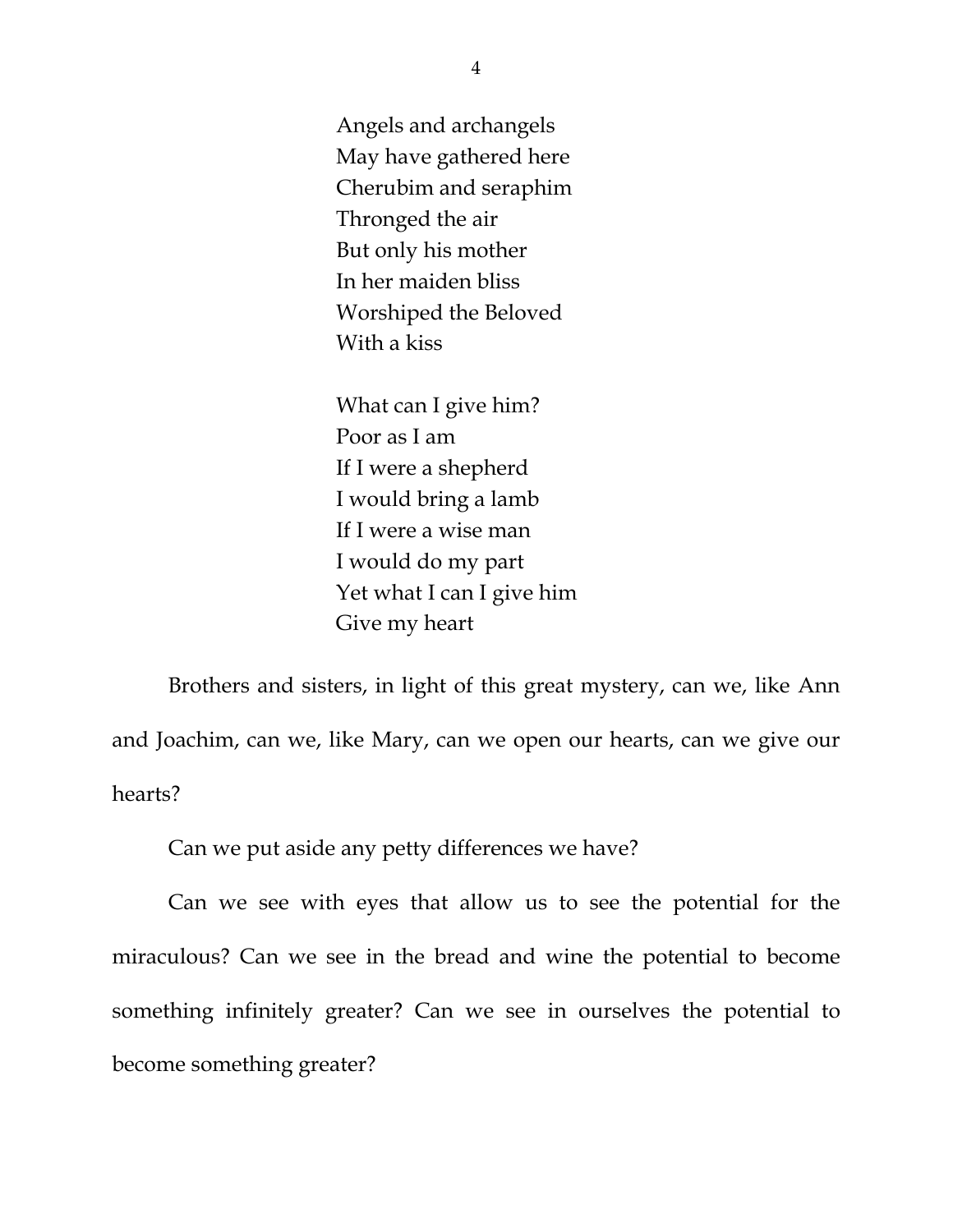Angels and archangels  
May have gathered here  
Cherubim and seraphim  
Thronged the air  
But only his mother  
In her maiden bliss  
Worshiped the Beloved  
With a kiss

What can I give him?  
Poor as I am  
If I were a shepherd  
I would bring a lamb  
If I were a wise man  
I would do my part  
Yet what I can I give him  
Give my heart

Brothers and sisters, in light of this great mystery, can we, like Ann and Joachim, can we, like Mary, can we open our hearts, can we give our hearts?

Can we put aside any petty differences we have?

Can we see with eyes that allow us to see the potential for the miraculous? Can we see in the bread and wine the potential to become something infinitely greater? Can we see in ourselves the potential to become something greater?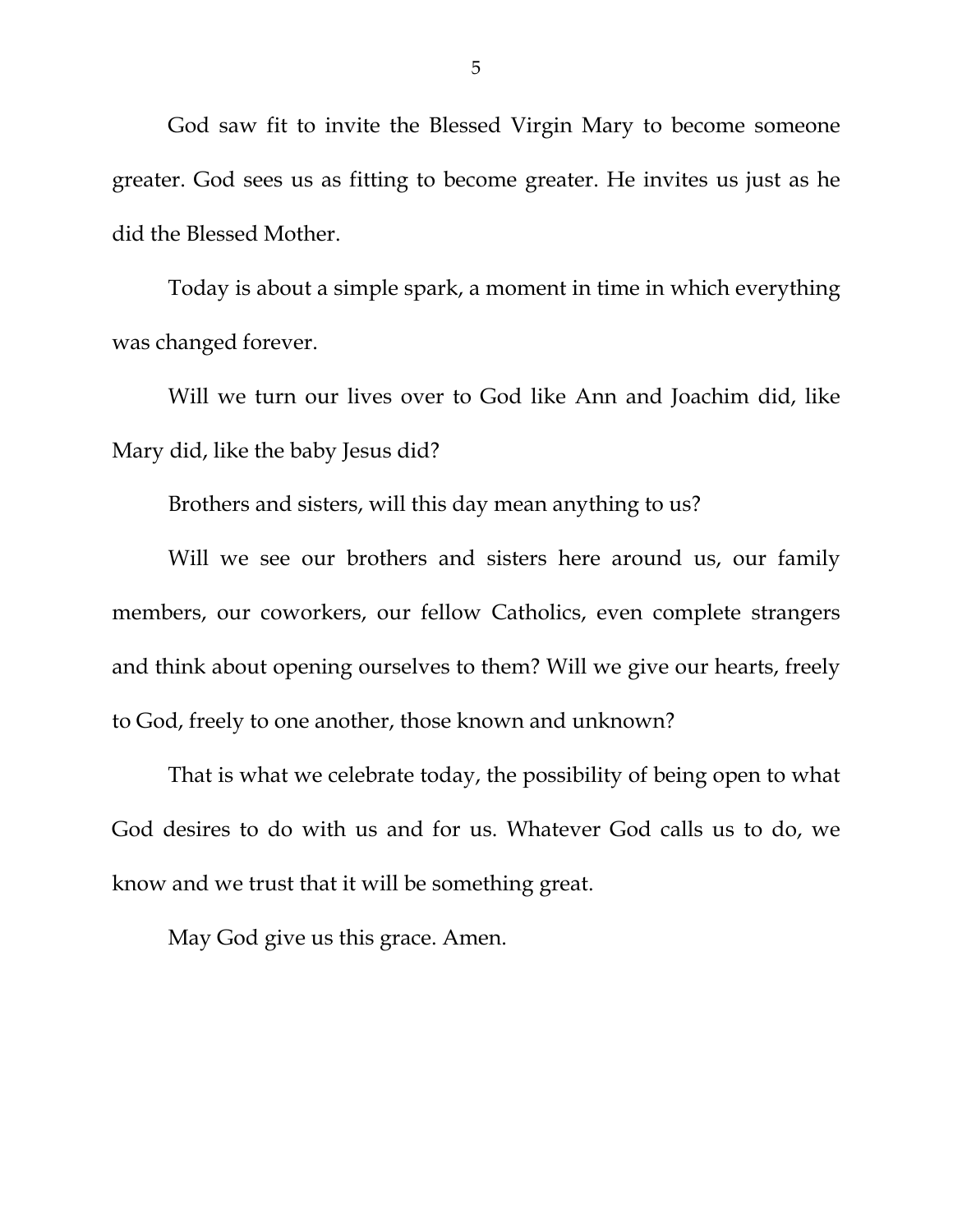God saw fit to invite the Blessed Virgin Mary to become someone greater. God sees us as fitting to become greater. He invites us just as he did the Blessed Mother.

Today is about a simple spark, a moment in time in which everything was changed forever.

Will we turn our lives over to God like Ann and Joachim did, like Mary did, like the baby Jesus did?

Brothers and sisters, will this day mean anything to us?

Will we see our brothers and sisters here around us, our family members, our coworkers, our fellow Catholics, even complete strangers and think about opening ourselves to them? Will we give our hearts, freely to God, freely to one another, those known and unknown?

That is what we celebrate today, the possibility of being open to what God desires to do with us and for us. Whatever God calls us to do, we know and we trust that it will be something great.

May God give us this grace. Amen.